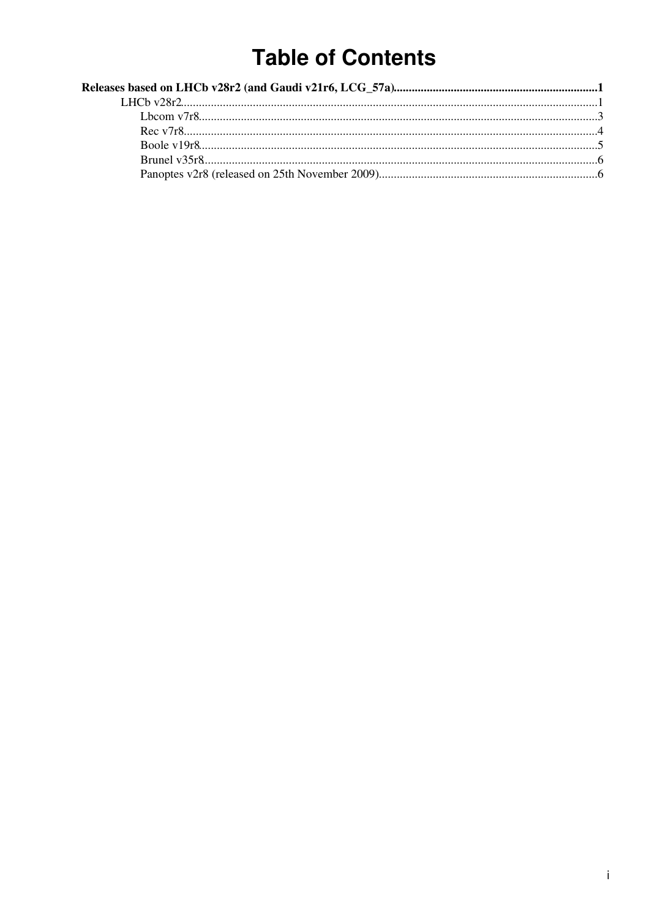# Table of Contents

**Releases based on LHCb v28r2 (and Gaudi v21r6, LCG_57a)....................................................................1**

- LHCb v28r2.......................................................................................................................................1
  - Lbcom v7r8...................................................................................................................................3
  - Rec v7r8........................................................................................................................................4
  - Boole v19r8...................................................................................................................................5
  - Brunel v35r8..................................................................................................................................6
  - Panoptes v2r8 (released on 25th November 2009).........................................................................6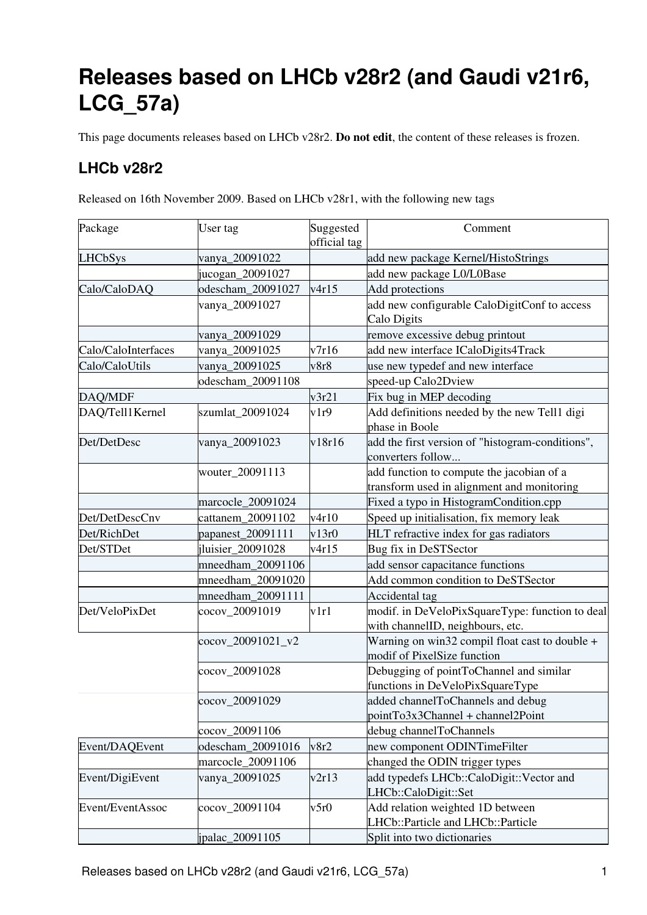# Releases based on LHCb v28r2 (and Gaudi v21r6, LCG_57a)

This page documents releases based on LHCb v28r2. **Do not edit**, the content of these releases is frozen.

## LHCb v28r2

Released on 16th November 2009. Based on LHCb v28r1, with the following new tags

| Package | User tag | Suggested official tag | Comment |
|---|---|---|---|
| LHCbSys | vanya_20091022 | | add new package Kernel/HistoStrings |
| | jucogan_20091027 | | add new package L0/L0Base |
| Calo/CaloDAQ | odescham_20091027 | v4r15 | Add protections |
| | vanya_20091027 | | add new configurable CaloDigitConf to access Calo Digits |
| | vanya_20091029 | | remove excessive debug printout |
| Calo/CaloInterfaces | vanya_20091025 | v7r16 | add new interface ICaloDigits4Track |
| Calo/CaloUtils | vanya_20091025 | v8r8 | use new typedef and new interface |
| | odescham_20091108 | | speed-up Calo2Dview |
| DAQ/MDF | | v3r21 | Fix bug in MEP decoding |
| DAQ/Tell1Kernel | szumlat_20091024 | v1r9 | Add definitions needed by the new Tell1 digi phase in Boole |
| Det/DetDesc | vanya_20091023 | v18r16 | add the first version of "histogram-conditions", converters follow... |
| | wouter_20091113 | | add function to compute the jacobian of a transform used in alignment and monitoring |
| | marcocle_20091024 | | Fixed a typo in HistogramCondition.cpp |
| Det/DetDescCnv | cattanem_20091102 | v4r10 | Speed up initialisation, fix memory leak |
| Det/RichDet | papanest_20091111 | v13r0 | HLT refractive index for gas radiators |
| Det/STDet | jluisier_20091028 | v4r15 | Bug fix in DeSTSector |
| | mneedham_20091106 | | add sensor capacitance functions |
| | mneedham_20091020 | | Add common condition to DeSTSector |
| | mneedham_20091111 | | Accidental tag |
| Det/VeloPixDet | cocov_20091019 | v1r1 | modif. in DeVeloPixSquareType: function to deal with channelID, neighbours, etc. |
| | cocov_20091021_v2 | | Warning on win32 compil float cast to double + modif of PixelSize function |
| | cocov_20091028 | | Debugging of pointToChannel and similar functions in DeVeloPixSquareType |
| | cocov_20091029 | | added channelToChannels and debug pointTo3x3Channel + channel2Point |
| | cocov_20091106 | | debug channelToChannels |
| Event/DAQEvent | odescham_20091016 | v8r2 | new component ODINTimeFilter |
| | marcocle_20091106 | | changed the ODIN trigger types |
| Event/DigiEvent | vanya_20091025 | v2r13 | add typedefs LHCb::CaloDigit::Vector and LHCb::CaloDigit::Set |
| Event/EventAssoc | cocov_20091104 | v5r0 | Add relation weighted 1D between LHCb::Particle and LHCb::Particle |
| | jpalac_20091105 | | Split into two dictionaries |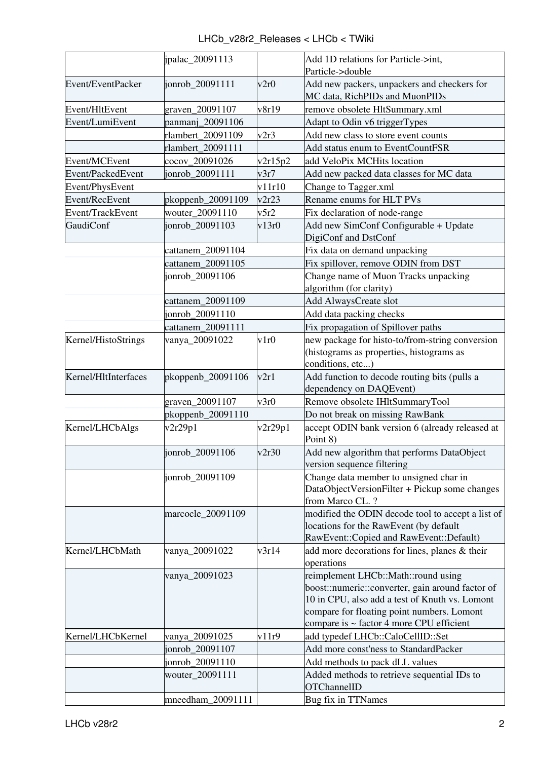| | | | |
|---|---|---|---|
| | jpalac_20091113 | | Add 1D relations for Particle->int, Particle->double |
| Event/EventPacker | jonrob_20091111 | v2r0 | Add new packers, unpackers and checkers for MC data, RichPIDs and MuonPIDs |
| Event/HltEvent | graven_20091107 | v8r19 | remove obsolete HltSummary.xml |
| Event/LumiEvent | panmanj_20091106 | | Adapt to Odin v6 triggerTypes |
| | rlambert_20091109 | v2r3 | Add new class to store event counts |
| | rlambert_20091111 | | Add status enum to EventCountFSR |
| Event/MCEvent | cocov_20091026 | v2r15p2 | add VeloPix MCHits location |
| Event/PackedEvent | jonrob_20091111 | v3r7 | Add new packed data classes for MC data |
| Event/PhysEvent | | v11r10 | Change to Tagger.xml |
| Event/RecEvent | pkoppenb_20091109 | v2r23 | Rename enums for HLT PVs |
| Event/TrackEvent | wouter_20091110 | v5r2 | Fix declaration of node-range |
| GaudiConf | jonrob_20091103 | v13r0 | Add new SimConf Configurable + Update DigiConf and DstConf |
| | cattanem_20091104 | | Fix data on demand unpacking |
| | cattanem_20091105 | | Fix spillover, remove ODIN from DST |
| | jonrob_20091106 | | Change name of Muon Tracks unpacking algorithm (for clarity) |
| | cattanem_20091109 | | Add AlwaysCreate slot |
| | jonrob_20091110 | | Add data packing checks |
| | cattanem_20091111 | | Fix propagation of Spillover paths |
| Kernel/HistoStrings | vanya_20091022 | v1r0 | new package for histo-to/from-string conversion (histograms as properties, histograms as conditions, etc...) |
| Kernel/HltInterfaces | pkoppenb_20091106 | v2r1 | Add function to decode routing bits (pulls a dependency on DAQEvent) |
| | graven_20091107 | v3r0 | Remove obsolete IHltSummaryTool |
| | pkoppenb_20091110 | | Do not break on missing RawBank |
| Kernel/LHCbAlgs | v2r29p1 | v2r29p1 | accept ODIN bank version 6 (already released at Point 8) |
| | jonrob_20091106 | v2r30 | Add new algorithm that performs DataObject version sequence filtering |
| | jonrob_20091109 | | Change data member to unsigned char in DataObjectVersionFilter + Pickup some changes from Marco CL. ? |
| | marcocle_20091109 | | modified the ODIN decode tool to accept a list of locations for the RawEvent (by default RawEvent::Copied and RawEvent::Default) |
| Kernel/LHCbMath | vanya_20091022 | v3r14 | add more decorations for lines, planes & their operations |
| | vanya_20091023 | | reimplement LHCb::Math::round using boost::numeric::converter, gain around factor of 10 in CPU, also add a test of Knuth vs. Lomont compare for floating point numbers. Lomont compare is ~ factor 4 more CPU efficient |
| Kernel/LHCbKernel | vanya_20091025 | v11r9 | add typedef LHCb::CaloCellID::Set |
| | jonrob_20091107 | | Add more const'ness to StandardPacker |
| | jonrob_20091110 | | Add methods to pack dLL values |
| | wouter_20091111 | | Added methods to retrieve sequential IDs to OTChannelID |
| | mneedham_20091111 | | Bug fix in TTNames |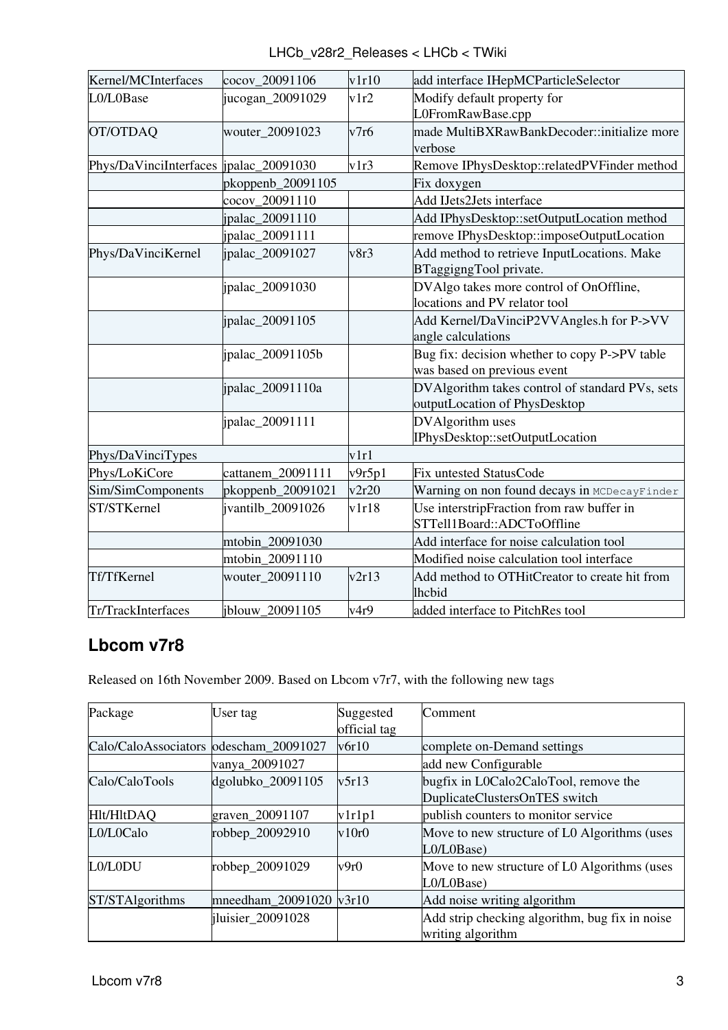| | | | |
|---|---|---|---|
| Kernel/MCInterfaces | cocov_20091106 | v1r10 | add interface IHepMCParticleSelector |
| L0/L0Base | jucogan_20091029 | v1r2 | Modify default property for L0FromRawBase.cpp |
| OT/OTDAQ | wouter_20091023 | v7r6 | made MultiBXRawBankDecoder::initialize more verbose |
| Phys/DaVinciInterfaces | jpalac_20091030 | v1r3 | Remove IPhysDesktop::relatedPVFinder method |
| | pkoppenb_20091105 | | Fix doxygen |
| | cocov_20091110 | | Add IJets2Jets interface |
| | jpalac_20091110 | | Add IPhysDesktop::setOutputLocation method |
| | jpalac_20091111 | | remove IPhysDesktop::imposeOutputLocation |
| Phys/DaVinciKernel | jpalac_20091027 | v8r3 | Add method to retrieve InputLocations. Make BTaggigngTool private. |
| | jpalac_20091030 | | DVAlgo takes more control of OnOffline, locations and PV relator tool |
| | jpalac_20091105 | | Add Kernel/DaVinciP2VVAngles.h for P->VV angle calculations |
| | jpalac_20091105b | | Bug fix: decision whether to copy P->PV table was based on previous event |
| | jpalac_20091110a | | DVAlgorithm takes control of standard PVs, sets outputLocation of PhysDesktop |
| | jpalac_20091111 | | DVAlgorithm uses IPhysDesktop::setOutputLocation |
| Phys/DaVinciTypes | | v1r1 | |
| Phys/LoKiCore | cattanem_20091111 | v9r5p1 | Fix untested StatusCode |
| Sim/SimComponents | pkoppenb_20091021 | v2r20 | Warning on non found decays in `MCDecayFinder` |
| ST/STKernel | jvantilb_20091026 | v1r18 | Use interstripFraction from raw buffer in STTell1Board::ADCToOffline |
| | mtobin_20091030 | | Add interface for noise calculation tool |
| | mtobin_20091110 | | Modified noise calculation tool interface |
| Tf/TfKernel | wouter_20091110 | v2r13 | Add method to OTHitCreator to create hit from lhcbid |
| Tr/TrackInterfaces | jblouw_20091105 | v4r9 | added interface to PitchRes tool |

## Lbcom v7r8

Released on 16th November 2009. Based on Lbcom v7r7, with the following new tags

| Package | User tag | Suggested official tag | Comment |
|---|---|---|---|
| Calo/CaloAssociators | odescham_20091027 | v6r10 | complete on-Demand settings |
| | vanya_20091027 | | add new Configurable |
| Calo/CaloTools | dgolubko_20091105 | v5r13 | bugfix in L0Calo2CaloTool, remove the DuplicateClustersOnTES switch |
| Hlt/HltDAQ | graven_20091107 | v1r1p1 | publish counters to monitor service |
| L0/L0Calo | robbep_20092910 | v10r0 | Move to new structure of L0 Algorithms (uses L0/L0Base) |
| L0/L0DU | robbep_20091029 | v9r0 | Move to new structure of L0 Algorithms (uses L0/L0Base) |
| ST/STAlgorithms | mneedham_20091020 | v3r10 | Add noise writing algorithm |
| | jluisier_20091028 | | Add strip checking algorithm, bug fix in noise writing algorithm |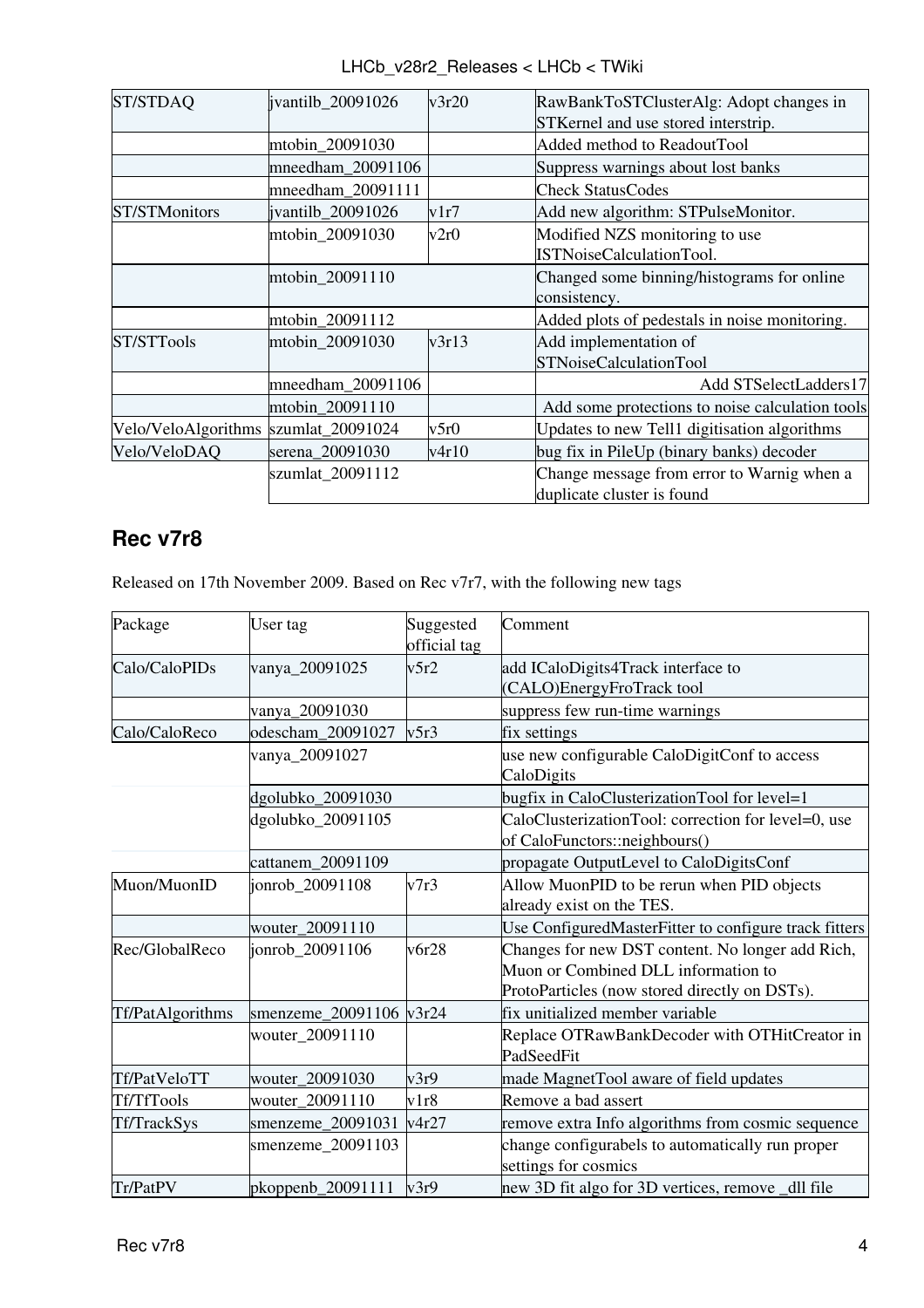| ST/STDAQ | jvantilb_20091026 | v3r20 | RawBankToSTClusterAlg: Adopt changes in STKernel and use stored interstrip. |
|---|---|---|---|
| | mtobin_20091030 | | Added method to ReadoutTool |
| | mneedham_20091106 | | Suppress warnings about lost banks |
| | mneedham_20091111 | | Check StatusCodes |
| ST/STMonitors | jvantilb_20091026 | v1r7 | Add new algorithm: STPulseMonitor. |
| | mtobin_20091030 | v2r0 | Modified NZS monitoring to use ISTNoiseCalculationTool. |
| | mtobin_20091110 | | Changed some binning/histograms for online consistency. |
| | mtobin_20091112 | | Added plots of pedestals in noise monitoring. |
| ST/STTools | mtobin_20091030 | v3r13 | Add implementation of STNoiseCalculationTool |
| | mneedham_20091106 | | Add STSelectLadders17 |
| | mtobin_20091110 | | Add some protections to noise calculation tools |
| Velo/VeloAlgorithms | szumlat_20091024 | v5r0 | Updates to new Tell1 digitisation algorithms |
| Velo/VeloDAQ | serena_20091030 | v4r10 | bug fix in PileUp (binary banks) decoder |
| | szumlat_20091112 | | Change message from error to Warnig when a duplicate cluster is found |

## Rec v7r8

Released on 17th November 2009. Based on Rec v7r7, with the following new tags

| Package | User tag | Suggested official tag | Comment |
|---|---|---|---|
| Calo/CaloPIDs | vanya_20091025 | v5r2 | add ICaloDigits4Track interface to (CALO)EnergyFroTrack tool |
| | vanya_20091030 | | suppress few run-time warnings |
| Calo/CaloReco | odescham_20091027 | v5r3 | fix settings |
| | vanya_20091027 | | use new configurable CaloDigitConf to access CaloDigits |
| | dgolubko_20091030 | | bugfix in CaloClusterizationTool for level=1 |
| | dgolubko_20091105 | | CaloClusterizationTool: correction for level=0, use of CaloFunctors::neighbours() |
| | cattanem_20091109 | | propagate OutputLevel to CaloDigitsConf |
| Muon/MuonID | jonrob_20091108 | v7r3 | Allow MuonPID to be rerun when PID objects already exist on the TES. |
| | wouter_20091110 | | Use ConfiguredMasterFitter to configure track fitters |
| Rec/GlobalReco | jonrob_20091106 | v6r28 | Changes for new DST content. No longer add Rich, Muon or Combined DLL information to ProtoParticles (now stored directly on DSTs). |
| Tf/PatAlgorithms | smenzeme_20091106 | v3r24 | fix unitialized member variable |
| | wouter_20091110 | | Replace OTRawBankDecoder with OTHitCreator in PadSeedFit |
| Tf/PatVeloTT | wouter_20091030 | v3r9 | made MagnetTool aware of field updates |
| Tf/TfTools | wouter_20091110 | v1r8 | Remove a bad assert |
| Tf/TrackSys | smenzeme_20091031 | v4r27 | remove extra Info algorithms from cosmic sequence |
| | smenzeme_20091103 | | change configurabels to automatically run proper settings for cosmics |
| Tr/PatPV | pkoppenb_20091111 | v3r9 | new 3D fit algo for 3D vertices, remove _dll file |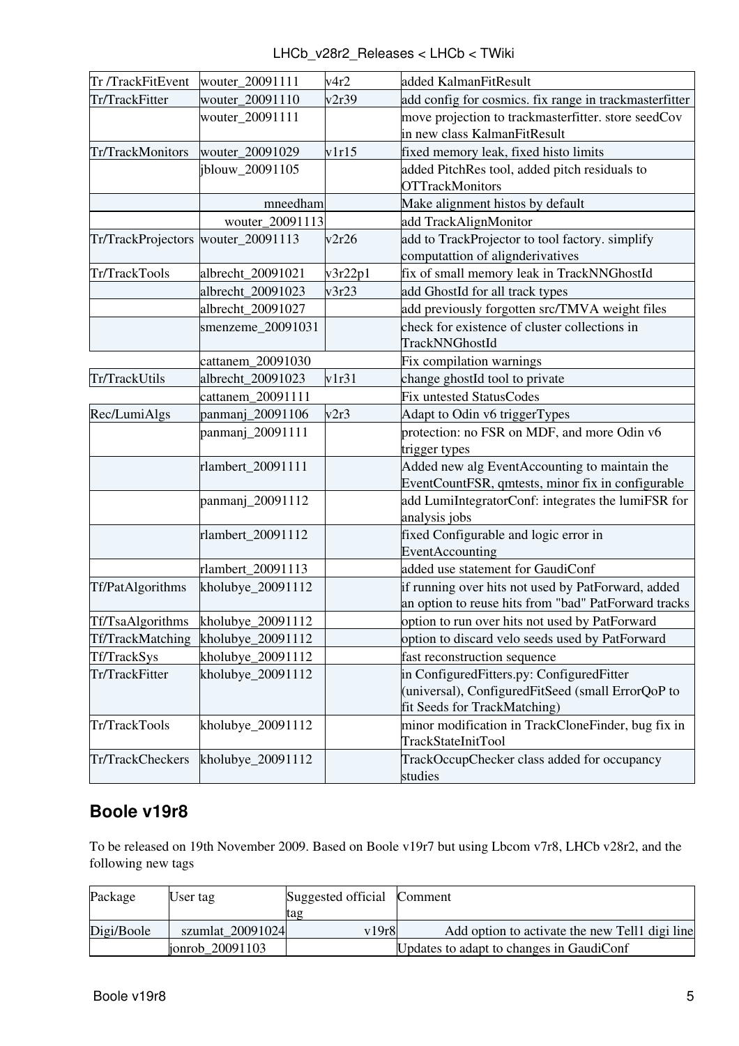| | | | |
|---|---|---|---|
| Tr /TrackFitEvent | wouter_20091111 | v4r2 | added KalmanFitResult |
| Tr/TrackFitter | wouter_20091110 | v2r39 | add config for cosmics. fix range in trackmasterfitter |
| | wouter_20091111 | | move projection to trackmasterfitter. store seedCov in new class KalmanFitResult |
| Tr/TrackMonitors | wouter_20091029 | v1r15 | fixed memory leak, fixed histo limits |
| | jblouw_20091105 | | added PitchRes tool, added pitch residuals to OTTrackMonitors |
| | mneedham | | Make alignment histos by default |
| | wouter_20091113 | | add TrackAlignMonitor |
| Tr/TrackProjectors | wouter_20091113 | v2r26 | add to TrackProjector to tool factory. simplify computattion of alignderivatives |
| Tr/TrackTools | albrecht_20091021 | v3r22p1 | fix of small memory leak in TrackNNGhostId |
| | albrecht_20091023 | v3r23 | add GhostId for all track types |
| | albrecht_20091027 | | add previously forgotten src/TMVA weight files |
| | smenzeme_20091031 | | check for existence of cluster collections in TrackNNGhostId |
| | cattanem_20091030 | | Fix compilation warnings |
| Tr/TrackUtils | albrecht_20091023 | v1r31 | change ghostId tool to private |
| | cattanem_20091111 | | Fix untested StatusCodes |
| Rec/LumiAlgs | panmanj_20091106 | v2r3 | Adapt to Odin v6 triggerTypes |
| | panmanj_20091111 | | protection: no FSR on MDF, and more Odin v6 trigger types |
| | rlambert_20091111 | | Added new alg EventAccounting to maintain the EventCountFSR, qmtests, minor fix in configurable |
| | panmanj_20091112 | | add LumiIntegratorConf: integrates the lumiFSR for analysis jobs |
| | rlambert_20091112 | | fixed Configurable and logic error in EventAccounting |
| | rlambert_20091113 | | added use statement for GaudiConf |
| Tf/PatAlgorithms | kholubye_20091112 | | if running over hits not used by PatForward, added an option to reuse hits from "bad" PatForward tracks |
| Tf/TsaAlgorithms | kholubye_20091112 | | option to run over hits not used by PatForward |
| Tf/TrackMatching | kholubye_20091112 | | option to discard velo seeds used by PatForward |
| Tf/TrackSys | kholubye_20091112 | | fast reconstruction sequence |
| Tr/TrackFitter | kholubye_20091112 | | in ConfiguredFitters.py: ConfiguredFitter (universal), ConfiguredFitSeed (small ErrorQoP to fit Seeds for TrackMatching) |
| Tr/TrackTools | kholubye_20091112 | | minor modification in TrackCloneFinder, bug fix in TrackStateInitTool |
| Tr/TrackCheckers | kholubye_20091112 | | TrackOccupChecker class added for occupancy studies |

## Boole v19r8

To be released on 19th November 2009. Based on Boole v19r7 but using Lbcom v7r8, LHCb v28r2, and the following new tags

| Package | User tag | Suggested official tag | Comment |
|---|---|---|---|
| Digi/Boole | szumlat_20091024 | v19r8 | Add option to activate the new Tell1 digi line |
| | jonrob_20091103 | | Updates to adapt to changes in GaudiConf |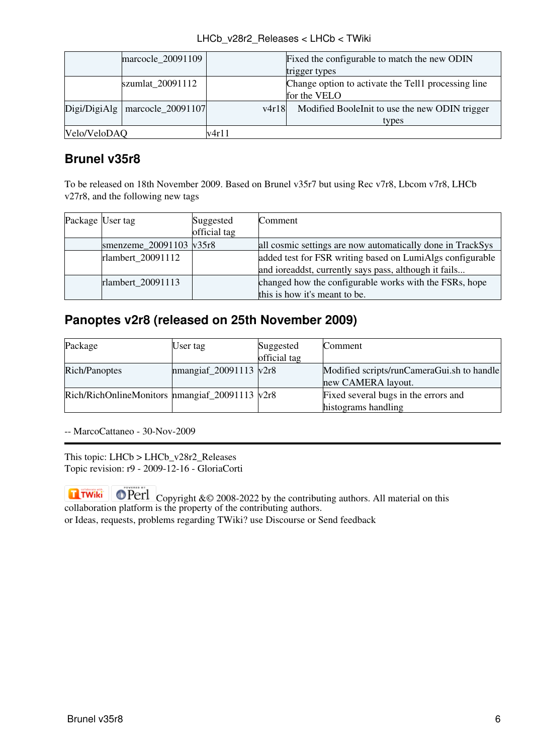| | | | |
|---|---|---|---|
| | marcocle_20091109 | | Fixed the configurable to match the new ODIN trigger types |
| | szumlat_20091112 | | Change option to activate the Tell1 processing line for the VELO |
| Digi/DigiAlg | marcocle_20091107 | v4r18 | Modified BooleInit to use the new ODIN trigger types |
| Velo/VeloDAQ | | v4r11 | |

## Brunel v35r8

To be released on 18th November 2009. Based on Brunel v35r7 but using Rec v7r8, Lbcom v7r8, LHCb v27r8, and the following new tags

| Package | User tag | Suggested official tag | Comment |
|---|---|---|---|
| | smenzeme_20091103 | v35r8 | all cosmic settings are now automatically done in TrackSys |
| | rlambert_20091112 | | added test for FSR writing based on LumiAlgs configurable and ioreaddst, currently says pass, although it fails... |
| | rlambert_20091113 | | changed how the configurable works with the FSRs, hope this is how it's meant to be. |

## Panoptes v2r8 (released on 25th November 2009)

| Package | User tag | Suggested official tag | Comment |
|---|---|---|---|
| Rich/Panoptes | nmangiaf_20091113 | v2r8 | Modified scripts/runCameraGui.sh to handle new CAMERA layout. |
| Rich/RichOnlineMonitors | nmangiaf_20091113 | v2r8 | Fixed several bugs in the errors and histograms handling |

-- MarcoCattaneo - 30-Nov-2009

---

This topic: LHCb > LHCb_v28r2_Releases
Topic revision: r9 - 2009-12-16 - GloriaCorti

Copyright &© 2008-2022 by the contributing authors. All material on this collaboration platform is the property of the contributing authors.
or Ideas, requests, problems regarding TWiki? use Discourse or Send feedback